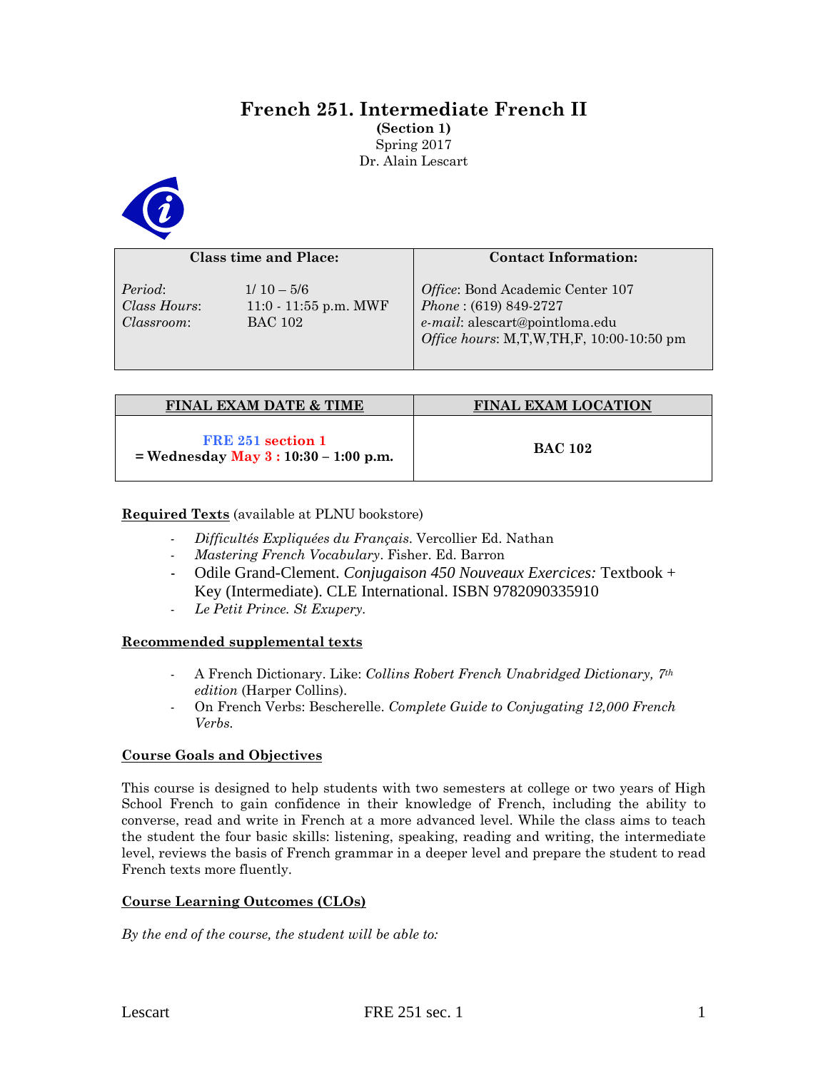# French 251. Intermediate French II

**(Section 1)**

Spring 2017

Dr. Alain Lescart

| Class time and Place: | Contact Information: |
|---|---|
| *Period*: 1/ 10 – 5/6<br>*Class Hours*: 11:0 - 11:55 p.m. MWF<br>*Classroom*: BAC 102 | *Office*: Bond Academic Center 107<br>*Phone* : (619) 849-2727<br>*e-mail*: alescart@pointloma.edu<br>*Office hours*: M,T,W,TH,F, 10:00-10:50 pm |

| FINAL EXAM DATE & TIME | FINAL EXAM LOCATION |
|---|---|
| **FRE 251 section 1**<br>**= Wednesday May 3 : 10:30 – 1:00 p.m.** | **BAC 102** |

**Required Texts** (available at PLNU bookstore)

- *Difficultés Expliquées du Français*. Vercollier Ed. Nathan
- *Mastering French Vocabulary*. Fisher. Ed. Barron
- Odile Grand-Clement. *Conjugaison 450 Nouveaux Exercices:* Textbook + Key (Intermediate). CLE International. ISBN 9782090335910
- *Le Petit Prince. St Exupery.*

**Recommended supplemental texts**

- A French Dictionary. Like: *Collins Robert French Unabridged Dictionary, 7th edition* (Harper Collins).
- On French Verbs: Bescherelle. *Complete Guide to Conjugating 12,000 French Verbs.*

**Course Goals and Objectives**

This course is designed to help students with two semesters at college or two years of High School French to gain confidence in their knowledge of French, including the ability to converse, read and write in French at a more advanced level. While the class aims to teach the student the four basic skills: listening, speaking, reading and writing, the intermediate level, reviews the basis of French grammar in a deeper level and prepare the student to read French texts more fluently.

**Course Learning Outcomes (CLOs)**

*By the end of the course, the student will be able to:*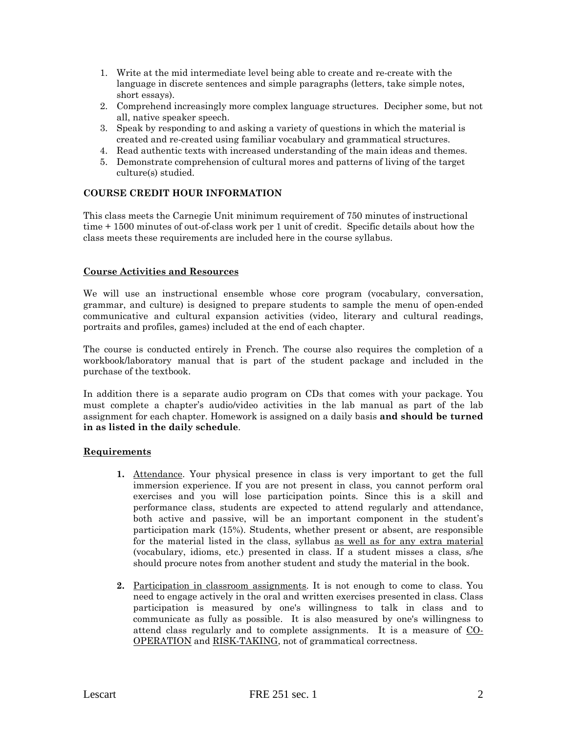1. Write at the mid intermediate level being able to create and re-create with the language in discrete sentences and simple paragraphs (letters, take simple notes, short essays).
2. Comprehend increasingly more complex language structures. Decipher some, but not all, native speaker speech.
3. Speak by responding to and asking a variety of questions in which the material is created and re-created using familiar vocabulary and grammatical structures.
4. Read authentic texts with increased understanding of the main ideas and themes.
5. Demonstrate comprehension of cultural mores and patterns of living of the target culture(s) studied.

**COURSE CREDIT HOUR INFORMATION**

This class meets the Carnegie Unit minimum requirement of 750 minutes of instructional time + 1500 minutes of out-of-class work per 1 unit of credit. Specific details about how the class meets these requirements are included here in the course syllabus.

**<u>Course Activities and Resources</u>**

We will use an instructional ensemble whose core program (vocabulary, conversation, grammar, and culture) is designed to prepare students to sample the menu of open-ended communicative and cultural expansion activities (video, literary and cultural readings, portraits and profiles, games) included at the end of each chapter.

The course is conducted entirely in French. The course also requires the completion of a workbook/laboratory manual that is part of the student package and included in the purchase of the textbook.

In addition there is a separate audio program on CDs that comes with your package. You must complete a chapter's audio/video activities in the lab manual as part of the lab assignment for each chapter. Homework is assigned on a daily basis **and should be turned in as listed in the daily schedule**.

**<u>Requirements</u>**

1. <u>Attendance</u>. Your physical presence in class is very important to get the full immersion experience. If you are not present in class, you cannot perform oral exercises and you will lose participation points. Since this is a skill and performance class, students are expected to attend regularly and attendance, both active and passive, will be an important component in the student's participation mark (15%). Students, whether present or absent, are responsible for the material listed in the class, syllabus <u>as well as for any extra material</u> (vocabulary, idioms, etc.) presented in class. If a student misses a class, s/he should procure notes from another student and study the material in the book.

2. <u>Participation in classroom assignments</u>. It is not enough to come to class. You need to engage actively in the oral and written exercises presented in class. Class participation is measured by one's willingness to talk in class and to communicate as fully as possible. It is also measured by one's willingness to attend class regularly and to complete assignments. It is a measure of <u>CO-OPERATION</u> and <u>RISK-TAKING</u>, not of grammatical correctness.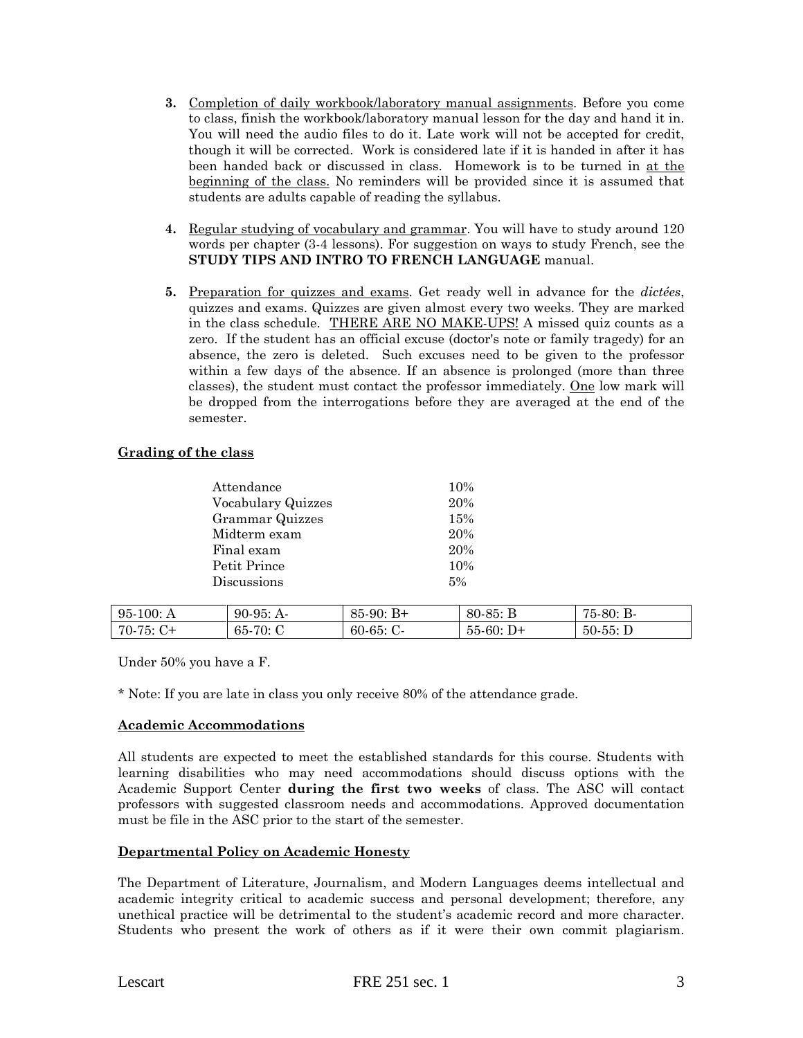3. Completion of daily workbook/laboratory manual assignments. Before you come to class, finish the workbook/laboratory manual lesson for the day and hand it in. You will need the audio files to do it. Late work will not be accepted for credit, though it will be corrected. Work is considered late if it is handed in after it has been handed back or discussed in class. Homework is to be turned in at the beginning of the class. No reminders will be provided since it is assumed that students are adults capable of reading the syllabus.

4. Regular studying of vocabulary and grammar. You will have to study around 120 words per chapter (3-4 lessons). For suggestion on ways to study French, see the **STUDY TIPS AND INTRO TO FRENCH LANGUAGE** manual.

5. Preparation for quizzes and exams. Get ready well in advance for the *dictées*, quizzes and exams. Quizzes are given almost every two weeks. They are marked in the class schedule. THERE ARE NO MAKE-UPS! A missed quiz counts as a zero. If the student has an official excuse (doctor's note or family tragedy) for an absence, the zero is deleted. Such excuses need to be given to the professor within a few days of the absence. If an absence is prolonged (more than three classes), the student must contact the professor immediately. One low mark will be dropped from the interrogations before they are averaged at the end of the semester.

## Grading of the class

| | |
|---|---|
| Attendance | 10% |
| Vocabulary Quizzes | 20% |
| Grammar Quizzes | 15% |
| Midterm exam | 20% |
| Final exam | 20% |
| Petit Prince | 10% |
| Discussions | 5% |

| | | | | |
|---|---|---|---|---|
| 95-100: A | 90-95: A- | 85-90: B+ | 80-85: B | 75-80: B- |
| 70-75: C+ | 65-70: C | 60-65: C- | 55-60: D+ | 50-55: D |

Under 50% you have a F.

* Note: If you are late in class you only receive 80% of the attendance grade.

## Academic Accommodations

All students are expected to meet the established standards for this course. Students with learning disabilities who may need accommodations should discuss options with the Academic Support Center **during the first two weeks** of class. The ASC will contact professors with suggested classroom needs and accommodations. Approved documentation must be file in the ASC prior to the start of the semester.

## Departmental Policy on Academic Honesty

The Department of Literature, Journalism, and Modern Languages deems intellectual and academic integrity critical to academic success and personal development; therefore, any unethical practice will be detrimental to the student's academic record and more character. Students who present the work of others as if it were their own commit plagiarism.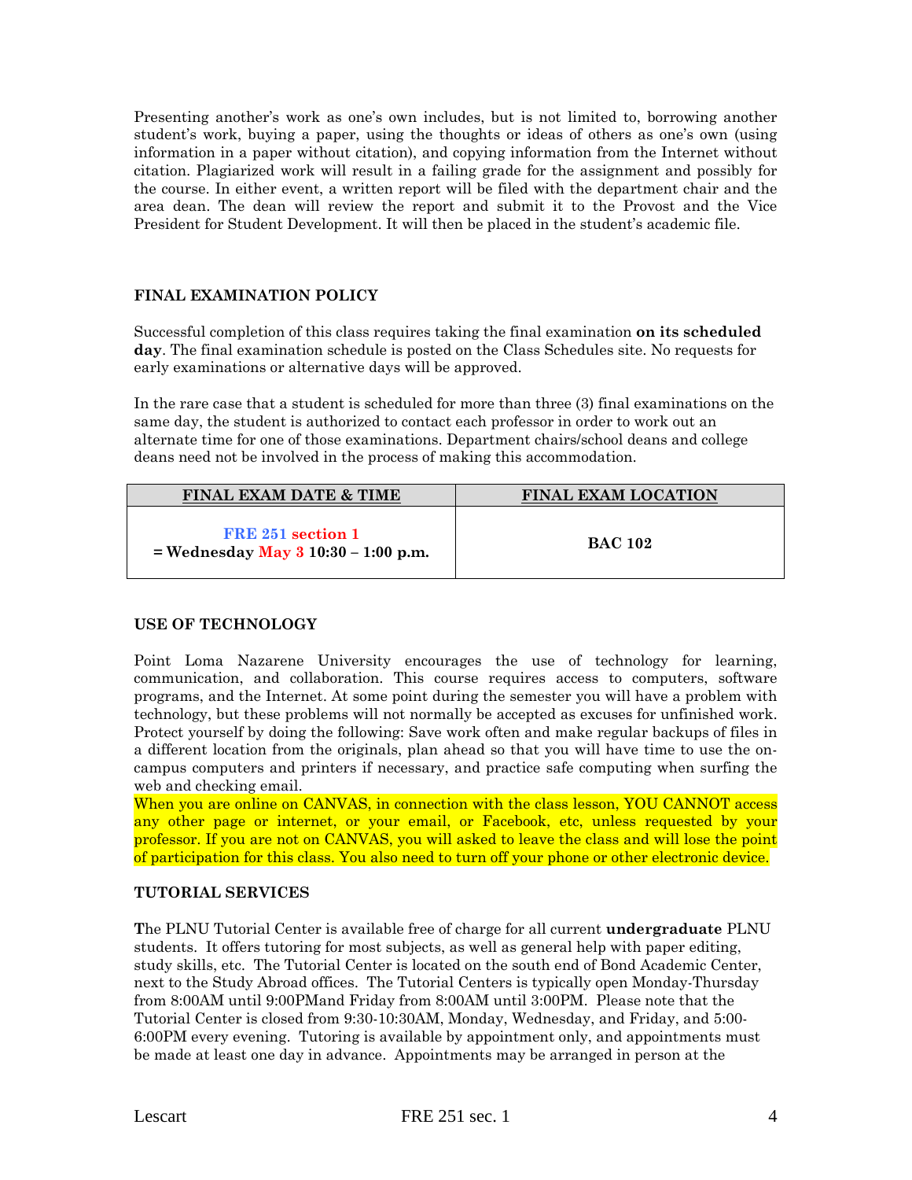Presenting another's work as one's own includes, but is not limited to, borrowing another student's work, buying a paper, using the thoughts or ideas of others as one's own (using information in a paper without citation), and copying information from the Internet without citation. Plagiarized work will result in a failing grade for the assignment and possibly for the course. In either event, a written report will be filed with the department chair and the area dean. The dean will review the report and submit it to the Provost and the Vice President for Student Development. It will then be placed in the student's academic file.

## FINAL EXAMINATION POLICY

Successful completion of this class requires taking the final examination **on its scheduled day**. The final examination schedule is posted on the Class Schedules site. No requests for early examinations or alternative days will be approved.

In the rare case that a student is scheduled for more than three (3) final examinations on the same day, the student is authorized to contact each professor in order to work out an alternate time for one of those examinations. Department chairs/school deans and college deans need not be involved in the process of making this accommodation.

| FINAL EXAM DATE & TIME | FINAL EXAM LOCATION |
|---|---|
| **FRE 251 section 1** **= Wednesday May 3 10:30 – 1:00 p.m.** | **BAC 102** |

## USE OF TECHNOLOGY

Point Loma Nazarene University encourages the use of technology for learning, communication, and collaboration. This course requires access to computers, software programs, and the Internet. At some point during the semester you will have a problem with technology, but these problems will not normally be accepted as excuses for unfinished work. Protect yourself by doing the following: Save work often and make regular backups of files in a different location from the originals, plan ahead so that you will have time to use the on-campus computers and printers if necessary, and practice safe computing when surfing the web and checking email.
When you are online on CANVAS, in connection with the class lesson, YOU CANNOT access any other page or internet, or your email, or Facebook, etc, unless requested by your professor. If you are not on CANVAS, you will asked to leave the class and will lose the point of participation for this class. You also need to turn off your phone or other electronic device.

## TUTORIAL SERVICES

The PLNU Tutorial Center is available free of charge for all current **undergraduate** PLNU students. It offers tutoring for most subjects, as well as general help with paper editing, study skills, etc. The Tutorial Center is located on the south end of Bond Academic Center, next to the Study Abroad offices. The Tutorial Centers is typically open Monday-Thursday from 8:00AM until 9:00PMand Friday from 8:00AM until 3:00PM. Please note that the Tutorial Center is closed from 9:30-10:30AM, Monday, Wednesday, and Friday, and 5:00-6:00PM every evening. Tutoring is available by appointment only, and appointments must be made at least one day in advance. Appointments may be arranged in person at the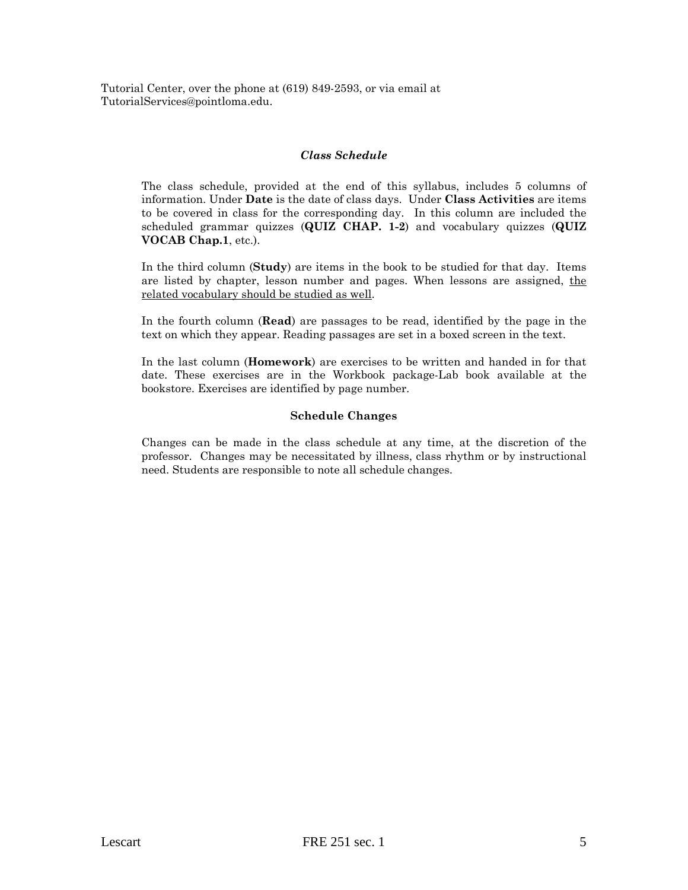Tutorial Center, over the phone at (619) 849-2593, or via email at TutorialServices@pointloma.edu.

### *Class Schedule*

The class schedule, provided at the end of this syllabus, includes 5 columns of information. Under **Date** is the date of class days. Under **Class Activities** are items to be covered in class for the corresponding day. In this column are included the scheduled grammar quizzes (**QUIZ CHAP. 1-2**) and vocabulary quizzes (**QUIZ VOCAB Chap.1**, etc.).

In the third column (**Study**) are items in the book to be studied for that day. Items are listed by chapter, lesson number and pages. When lessons are assigned, <u>the related vocabulary should be studied as well</u>.

In the fourth column (**Read**) are passages to be read, identified by the page in the text on which they appear. Reading passages are set in a boxed screen in the text.

In the last column (**Homework**) are exercises to be written and handed in for that date. These exercises are in the Workbook package-Lab book available at the bookstore. Exercises are identified by page number.

### Schedule Changes

Changes can be made in the class schedule at any time, at the discretion of the professor. Changes may be necessitated by illness, class rhythm or by instructional need. Students are responsible to note all schedule changes.